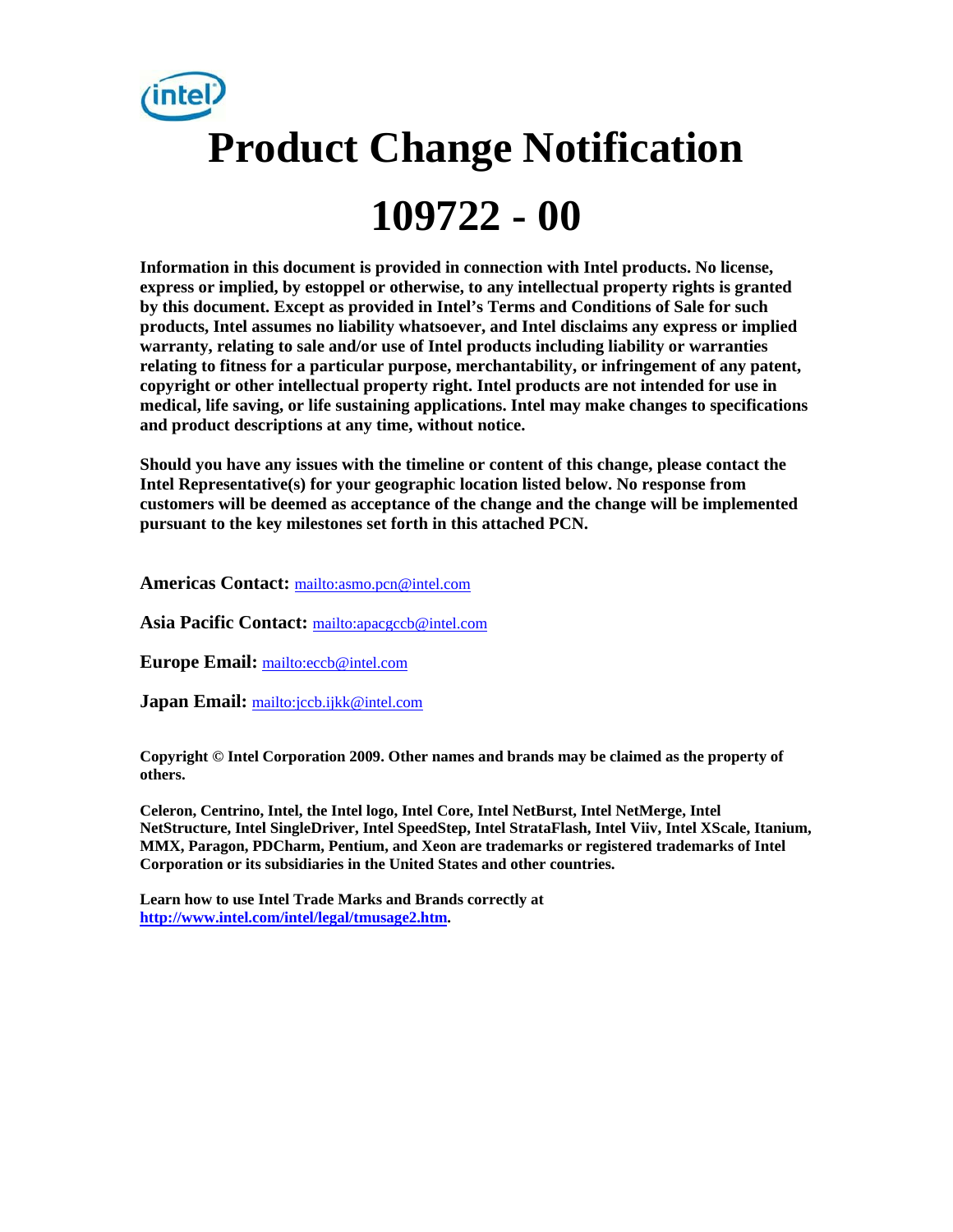# Product Change Notification

# 109722 - 00

**Information in this document is provided in connection with Intel products. No license, express or implied, by estoppel or otherwise, to any intellectual property rights is granted by this document. Except as provided in Intel's Terms and Conditions of Sale for such products, Intel assumes no liability whatsoever, and Intel disclaims any express or implied warranty, relating to sale and/or use of Intel products including liability or warranties relating to fitness for a particular purpose, merchantability, or infringement of any patent, copyright or other intellectual property right. Intel products are not intended for use in medical, life saving, or life sustaining applications. Intel may make changes to specifications and product descriptions at any time, without notice.**

**Should you have any issues with the timeline or content of this change, please contact the Intel Representative(s) for your geographic location listed below. No response from customers will be deemed as acceptance of the change and the change will be implemented pursuant to the key milestones set forth in this attached PCN.**

**Americas Contact:** mailto:asmo.pcn@intel.com

**Asia Pacific Contact:** mailto:apacgccb@intel.com

**Europe Email:** mailto:eccb@intel.com

**Japan Email:** mailto:jccb.ijkk@intel.com

**Copyright © Intel Corporation 2009. Other names and brands may be claimed as the property of others.**

**Celeron, Centrino, Intel, the Intel logo, Intel Core, Intel NetBurst, Intel NetMerge, Intel NetStructure, Intel SingleDriver, Intel SpeedStep, Intel StrataFlash, Intel Viiv, Intel XScale, Itanium, MMX, Paragon, PDCharm, Pentium, and Xeon are trademarks or registered trademarks of Intel Corporation or its subsidiaries in the United States and other countries.**

**Learn how to use Intel Trade Marks and Brands correctly at http://www.intel.com/intel/legal/tmusage2.htm.**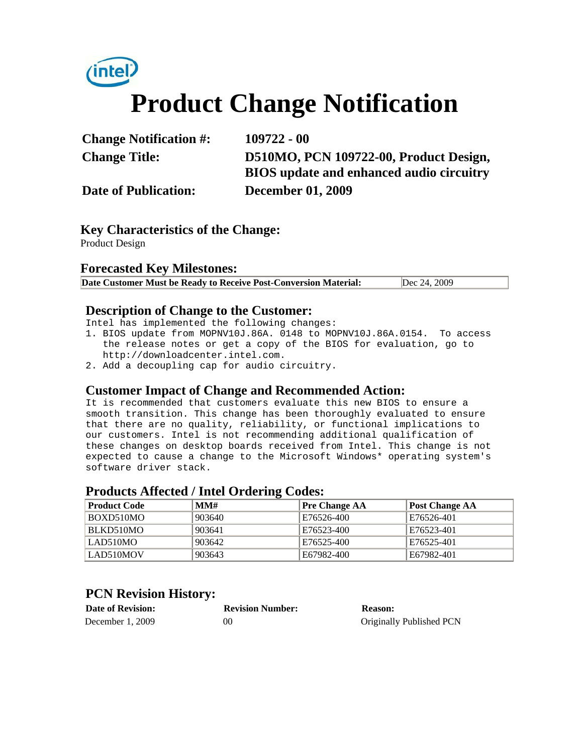# Product Change Notification

| | |
|---|---|
| **Change Notification #:** | **109722 - 00** |
| **Change Title:** | **D510MO, PCN 109722-00, Product Design, BIOS update and enhanced audio circuitry** |
| **Date of Publication:** | **December 01, 2009** |

## Key Characteristics of the Change:

Product Design

## Forecasted Key Milestones:

| | |
|---|---|
| **Date Customer Must be Ready to Receive Post-Conversion Material:** | Dec 24, 2009 |

## Description of Change to the Customer:

Intel has implemented the following changes:

1. BIOS update from MOPNV10J.86A. 0148 to MOPNV10J.86A.0154. To access the release notes or get a copy of the BIOS for evaluation, go to http://downloadcenter.intel.com.
2. Add a decoupling cap for audio circuitry.

## Customer Impact of Change and Recommended Action:

It is recommended that customers evaluate this new BIOS to ensure a smooth transition. This change has been thoroughly evaluated to ensure that there are no quality, reliability, or functional implications to our customers. Intel is not recommending additional qualification of these changes on desktop boards received from Intel. This change is not expected to cause a change to the Microsoft Windows* operating system's software driver stack.

## Products Affected / Intel Ordering Codes:

| Product Code | MM# | Pre Change AA | Post Change AA |
|---|---|---|---|
| BOXD510MO | 903640 | E76526-400 | E76526-401 |
| BLKD510MO | 903641 | E76523-400 | E76523-401 |
| LAD510MO | 903642 | E76525-400 | E76525-401 |
| LAD510MOV | 903643 | E67982-400 | E67982-401 |

## PCN Revision History:

| Date of Revision: | Revision Number: | Reason: |
|---|---|---|
| December 1, 2009 | 00 | Originally Published PCN |